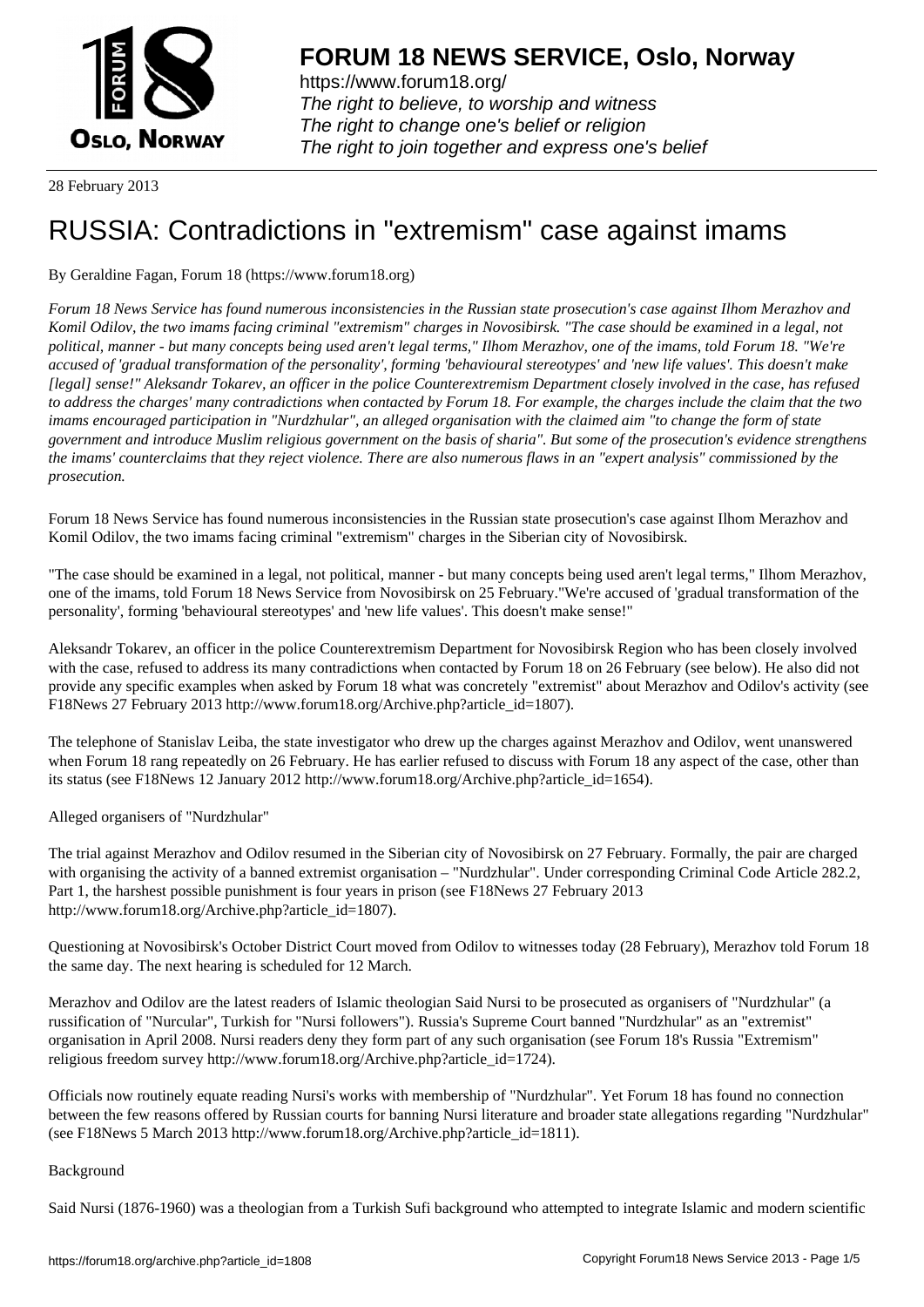# FORUM 18 NEWS SERVICE, Oslo, Norway

https://www.forum18.org/
*The right to believe, to worship and witness*
*The right to change one's belief or religion*
*The right to join together and express one's belief*

28 February 2013

# RUSSIA: Contradictions in "extremism" case against imams

By Geraldine Fagan, Forum 18 (https://www.forum18.org)

*Forum 18 News Service has found numerous inconsistencies in the Russian state prosecution's case against Ilhom Merazhov and Komil Odilov, the two imams facing criminal "extremism" charges in Novosibirsk. "The case should be examined in a legal, not political, manner - but many concepts being used aren't legal terms," Ilhom Merazhov, one of the imams, told Forum 18. "We're accused of 'gradual transformation of the personality', forming 'behavioural stereotypes' and 'new life values'. This doesn't make [legal] sense!" Aleksandr Tokarev, an officer in the police Counterextremism Department closely involved in the case, has refused to address the charges' many contradictions when contacted by Forum 18. For example, the charges include the claim that the two imams encouraged participation in "Nurdzhular", an alleged organisation with the claimed aim "to change the form of state government and introduce Muslim religious government on the basis of sharia". But some of the prosecution's evidence strengthens the imams' counterclaims that they reject violence. There are also numerous flaws in an "expert analysis" commissioned by the prosecution.*

Forum 18 News Service has found numerous inconsistencies in the Russian state prosecution's case against Ilhom Merazhov and Komil Odilov, the two imams facing criminal "extremism" charges in the Siberian city of Novosibirsk.

"The case should be examined in a legal, not political, manner - but many concepts being used aren't legal terms," Ilhom Merazhov, one of the imams, told Forum 18 News Service from Novosibirsk on 25 February."We're accused of 'gradual transformation of the personality', forming 'behavioural stereotypes' and 'new life values'. This doesn't make sense!"

Aleksandr Tokarev, an officer in the police Counterextremism Department for Novosibirsk Region who has been closely involved with the case, refused to address its many contradictions when contacted by Forum 18 on 26 February (see below). He also did not provide any specific examples when asked by Forum 18 what was concretely "extremist" about Merazhov and Odilov's activity (see F18News 27 February 2013 http://www.forum18.org/Archive.php?article_id=1807).

The telephone of Stanislav Leiba, the state investigator who drew up the charges against Merazhov and Odilov, went unanswered when Forum 18 rang repeatedly on 26 February. He has earlier refused to discuss with Forum 18 any aspect of the case, other than its status (see F18News 12 January 2012 http://www.forum18.org/Archive.php?article_id=1654).

Alleged organisers of "Nurdzhular"

The trial against Merazhov and Odilov resumed in the Siberian city of Novosibirsk on 27 February. Formally, the pair are charged with organising the activity of a banned extremist organisation – "Nurdzhular". Under corresponding Criminal Code Article 282.2, Part 1, the harshest possible punishment is four years in prison (see F18News 27 February 2013 http://www.forum18.org/Archive.php?article_id=1807).

Questioning at Novosibirsk's October District Court moved from Odilov to witnesses today (28 February), Merazhov told Forum 18 the same day. The next hearing is scheduled for 12 March.

Merazhov and Odilov are the latest readers of Islamic theologian Said Nursi to be prosecuted as organisers of "Nurdzhular" (a russification of "Nurcular", Turkish for "Nursi followers"). Russia's Supreme Court banned "Nurdzhular" as an "extremist" organisation in April 2008. Nursi readers deny they form part of any such organisation (see Forum 18's Russia "Extremism" religious freedom survey http://www.forum18.org/Archive.php?article_id=1724).

Officials now routinely equate reading Nursi's works with membership of "Nurdzhular". Yet Forum 18 has found no connection between the few reasons offered by Russian courts for banning Nursi literature and broader state allegations regarding "Nurdzhular" (see F18News 5 March 2013 http://www.forum18.org/Archive.php?article_id=1811).

Background

Said Nursi (1876-1960) was a theologian from a Turkish Sufi background who attempted to integrate Islamic and modern scientific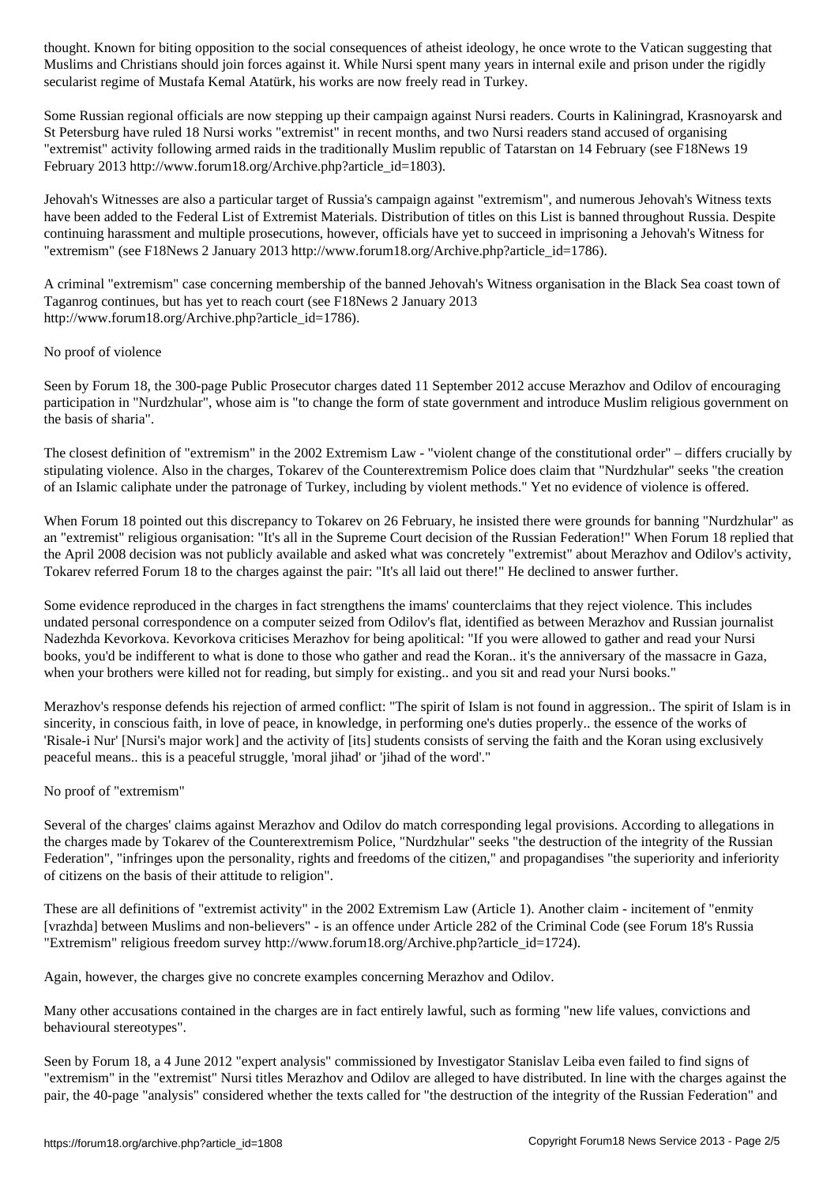thought. Known for biting opposition to the social consequences of atheist ideology, he once wrote to the Vatican suggesting that Muslims and Christians should join forces against it. While Nursi spent many years in internal exile and prison under the rigidly secularist regime of Mustafa Kemal Atatürk, his works are now freely read in Turkey.

Some Russian regional officials are now stepping up their campaign against Nursi readers. Courts in Kaliningrad, Krasnoyarsk and St Petersburg have ruled 18 Nursi works "extremist" in recent months, and two Nursi readers stand accused of organising "extremist" activity following armed raids in the traditionally Muslim republic of Tatarstan on 14 February (see F18News 19 February 2013 http://www.forum18.org/Archive.php?article_id=1803).

Jehovah's Witnesses are also a particular target of Russia's campaign against "extremism", and numerous Jehovah's Witness texts have been added to the Federal List of Extremist Materials. Distribution of titles on this List is banned throughout Russia. Despite continuing harassment and multiple prosecutions, however, officials have yet to succeed in imprisoning a Jehovah's Witness for "extremism" (see F18News 2 January 2013 http://www.forum18.org/Archive.php?article_id=1786).

A criminal "extremism" case concerning membership of the banned Jehovah's Witness organisation in the Black Sea coast town of Taganrog continues, but has yet to reach court (see F18News 2 January 2013 http://www.forum18.org/Archive.php?article_id=1786).

## No proof of violence

Seen by Forum 18, the 300-page Public Prosecutor charges dated 11 September 2012 accuse Merazhov and Odilov of encouraging participation in "Nurdzhular", whose aim is "to change the form of state government and introduce Muslim religious government on the basis of sharia".

The closest definition of "extremism" in the 2002 Extremism Law - "violent change of the constitutional order" – differs crucially by stipulating violence. Also in the charges, Tokarev of the Counterextremism Police does claim that "Nurdzhular" seeks "the creation of an Islamic caliphate under the patronage of Turkey, including by violent methods." Yet no evidence of violence is offered.

When Forum 18 pointed out this discrepancy to Tokarev on 26 February, he insisted there were grounds for banning "Nurdzhular" as an "extremist" religious organisation: "It's all in the Supreme Court decision of the Russian Federation!" When Forum 18 replied that the April 2008 decision was not publicly available and asked what was concretely "extremist" about Merazhov and Odilov's activity, Tokarev referred Forum 18 to the charges against the pair: "It's all laid out there!" He declined to answer further.

Some evidence reproduced in the charges in fact strengthens the imams' counterclaims that they reject violence. This includes undated personal correspondence on a computer seized from Odilov's flat, identified as between Merazhov and Russian journalist Nadezhda Kevorkova. Kevorkova criticises Merazhov for being apolitical: "If you were allowed to gather and read your Nursi books, you'd be indifferent to what is done to those who gather and read the Koran.. it's the anniversary of the massacre in Gaza, when your brothers were killed not for reading, but simply for existing.. and you sit and read your Nursi books."

Merazhov's response defends his rejection of armed conflict: "The spirit of Islam is not found in aggression.. The spirit of Islam is in sincerity, in conscious faith, in love of peace, in knowledge, in performing one's duties properly.. the essence of the works of 'Risale-i Nur' [Nursi's major work] and the activity of [its] students consists of serving the faith and the Koran using exclusively peaceful means.. this is a peaceful struggle, 'moral jihad' or 'jihad of the word'."

## No proof of "extremism"

Several of the charges' claims against Merazhov and Odilov do match corresponding legal provisions. According to allegations in the charges made by Tokarev of the Counterextremism Police, "Nurdzhular" seeks "the destruction of the integrity of the Russian Federation", "infringes upon the personality, rights and freedoms of the citizen," and propagandises "the superiority and inferiority of citizens on the basis of their attitude to religion".

These are all definitions of "extremist activity" in the 2002 Extremism Law (Article 1). Another claim - incitement of "enmity [vrazhda] between Muslims and non-believers" - is an offence under Article 282 of the Criminal Code (see Forum 18's Russia "Extremism" religious freedom survey http://www.forum18.org/Archive.php?article_id=1724).

Again, however, the charges give no concrete examples concerning Merazhov and Odilov.

Many other accusations contained in the charges are in fact entirely lawful, such as forming "new life values, convictions and behavioural stereotypes".

Seen by Forum 18, a 4 June 2012 "expert analysis" commissioned by Investigator Stanislav Leiba even failed to find signs of "extremism" in the "extremist" Nursi titles Merazhov and Odilov are alleged to have distributed. In line with the charges against the pair, the 40-page "analysis" considered whether the texts called for "the destruction of the integrity of the Russian Federation" and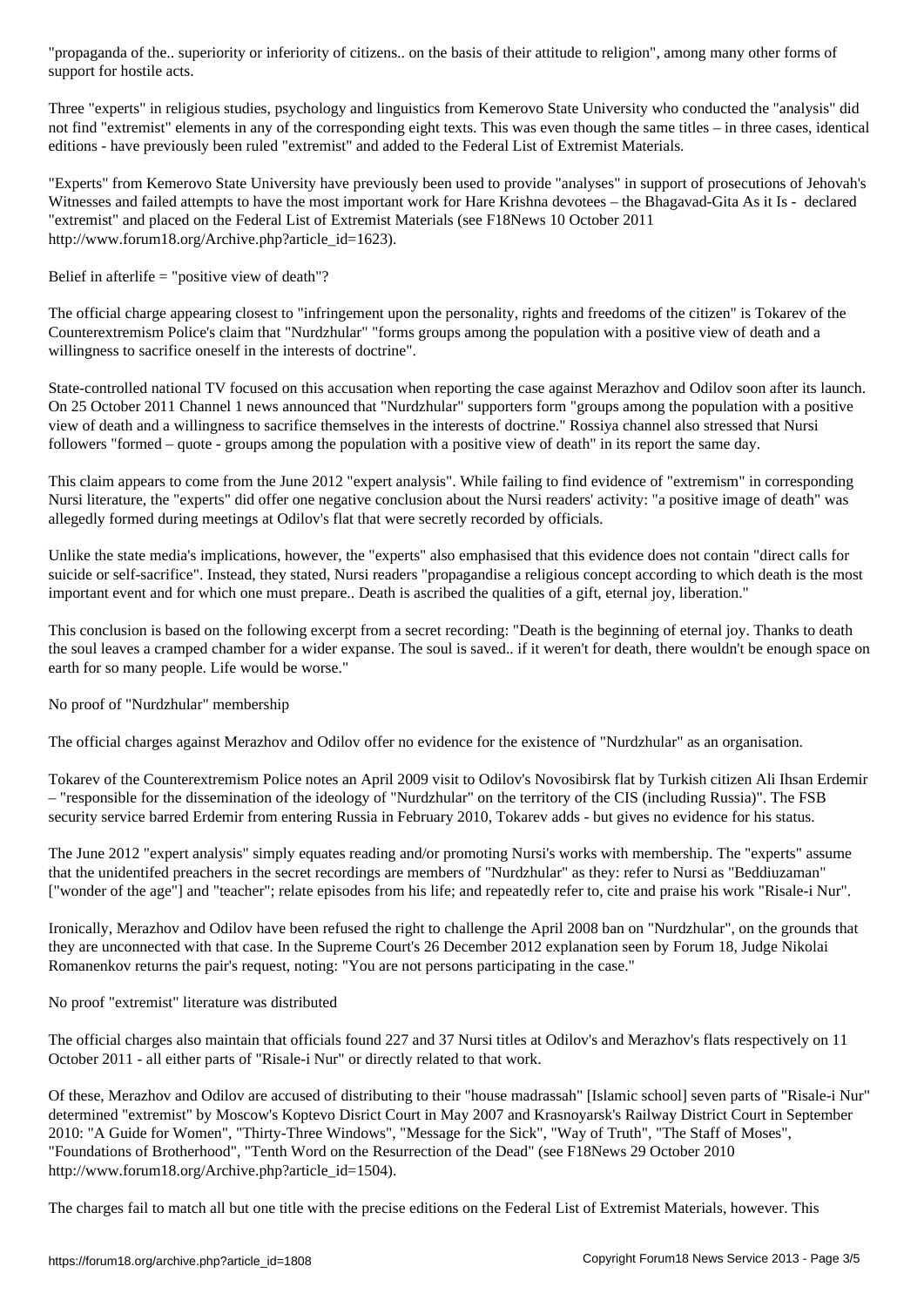"propaganda of the.. superiority or inferiority of citizens.. on the basis of their attitude to religion", among many other forms of support for hostile acts.

Three "experts" in religious studies, psychology and linguistics from Kemerovo State University who conducted the "analysis" did not find "extremist" elements in any of the corresponding eight texts. This was even though the same titles – in three cases, identical editions - have previously been ruled "extremist" and added to the Federal List of Extremist Materials.

"Experts" from Kemerovo State University have previously been used to provide "analyses" in support of prosecutions of Jehovah's Witnesses and failed attempts to have the most important work for Hare Krishna devotees – the Bhagavad-Gita As it Is - declared "extremist" and placed on the Federal List of Extremist Materials (see F18News 10 October 2011 http://www.forum18.org/Archive.php?article_id=1623).

## Belief in afterlife = "positive view of death"?

The official charge appearing closest to "infringement upon the personality, rights and freedoms of the citizen" is Tokarev of the Counterextremism Police's claim that "Nurdzhular" "forms groups among the population with a positive view of death and a willingness to sacrifice oneself in the interests of doctrine".

State-controlled national TV focused on this accusation when reporting the case against Merazhov and Odilov soon after its launch. On 25 October 2011 Channel 1 news announced that "Nurdzhular" supporters form "groups among the population with a positive view of death and a willingness to sacrifice themselves in the interests of doctrine." Rossiya channel also stressed that Nursi followers "formed – quote - groups among the population with a positive view of death" in its report the same day.

This claim appears to come from the June 2012 "expert analysis". While failing to find evidence of "extremism" in corresponding Nursi literature, the "experts" did offer one negative conclusion about the Nursi readers' activity: "a positive image of death" was allegedly formed during meetings at Odilov's flat that were secretly recorded by officials.

Unlike the state media's implications, however, the "experts" also emphasised that this evidence does not contain "direct calls for suicide or self-sacrifice". Instead, they stated, Nursi readers "propagandise a religious concept according to which death is the most important event and for which one must prepare.. Death is ascribed the qualities of a gift, eternal joy, liberation."

This conclusion is based on the following excerpt from a secret recording: "Death is the beginning of eternal joy. Thanks to death the soul leaves a cramped chamber for a wider expanse. The soul is saved.. if it weren't for death, there wouldn't be enough space on earth for so many people. Life would be worse."

## No proof of "Nurdzhular" membership

The official charges against Merazhov and Odilov offer no evidence for the existence of "Nurdzhular" as an organisation.

Tokarev of the Counterextremism Police notes an April 2009 visit to Odilov's Novosibirsk flat by Turkish citizen Ali Ihsan Erdemir – "responsible for the dissemination of the ideology of "Nurdzhular" on the territory of the CIS (including Russia)". The FSB security service barred Erdemir from entering Russia in February 2010, Tokarev adds - but gives no evidence for his status.

The June 2012 "expert analysis" simply equates reading and/or promoting Nursi's works with membership. The "experts" assume that the unidentifed preachers in the secret recordings are members of "Nurdzhular" as they: refer to Nursi as "Beddiuzaman" ["wonder of the age"] and "teacher"; relate episodes from his life; and repeatedly refer to, cite and praise his work "Risale-i Nur".

Ironically, Merazhov and Odilov have been refused the right to challenge the April 2008 ban on "Nurdzhular", on the grounds that they are unconnected with that case. In the Supreme Court's 26 December 2012 explanation seen by Forum 18, Judge Nikolai Romanenkov returns the pair's request, noting: "You are not persons participating in the case."

## No proof "extremist" literature was distributed

The official charges also maintain that officials found 227 and 37 Nursi titles at Odilov's and Merazhov's flats respectively on 11 October 2011 - all either parts of "Risale-i Nur" or directly related to that work.

Of these, Merazhov and Odilov are accused of distributing to their "house madrassah" [Islamic school] seven parts of "Risale-i Nur" determined "extremist" by Moscow's Koptevo Disrict Court in May 2007 and Krasnoyarsk's Railway District Court in September 2010: "A Guide for Women", "Thirty-Three Windows", "Message for the Sick", "Way of Truth", "The Staff of Moses", "Foundations of Brotherhood", "Tenth Word on the Resurrection of the Dead" (see F18News 29 October 2010 http://www.forum18.org/Archive.php?article_id=1504).

The charges fail to match all but one title with the precise editions on the Federal List of Extremist Materials, however. This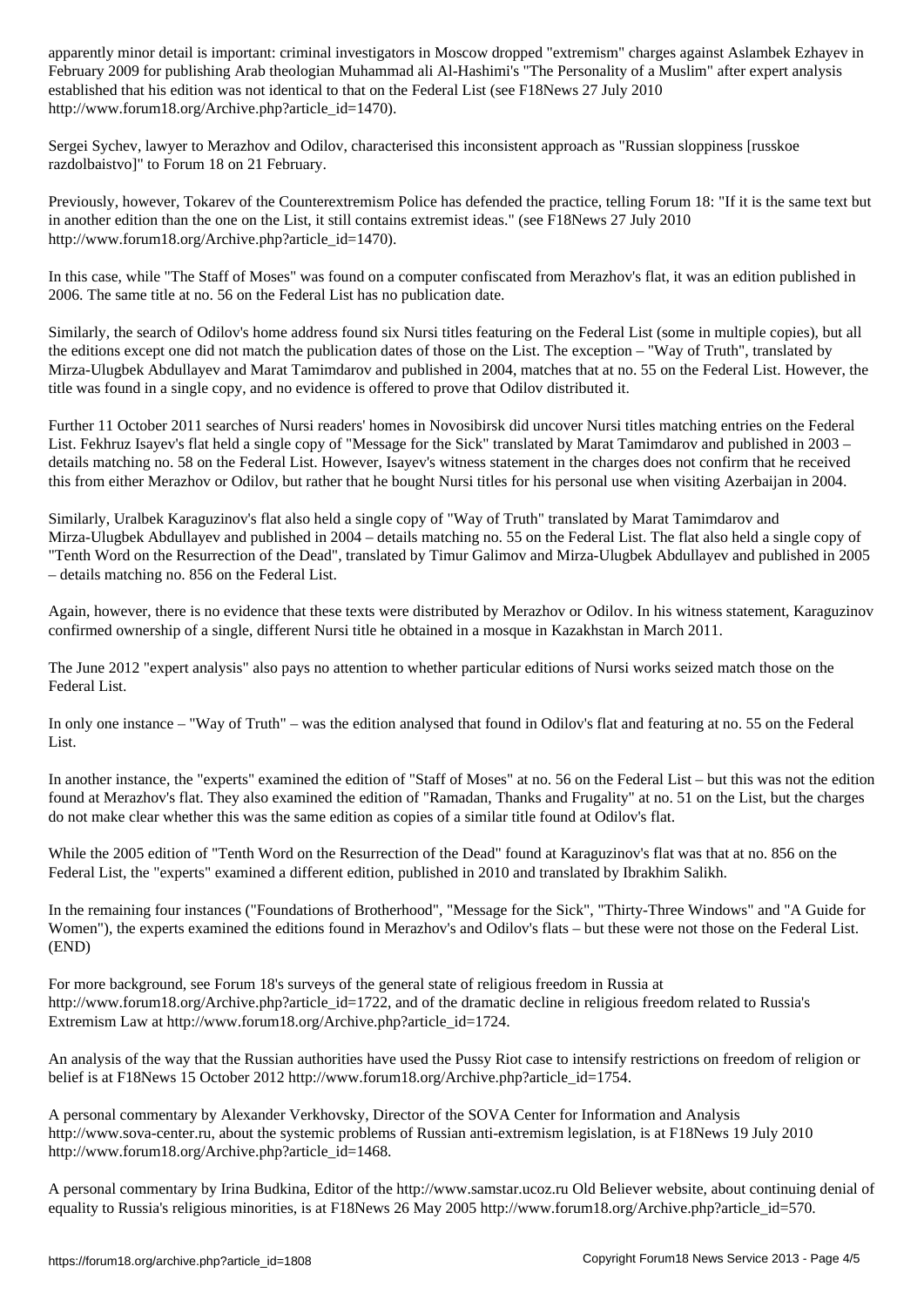apparently minor detail is important: criminal investigators in Moscow dropped "extremism" charges against Aslambek Ezhayev in February 2009 for publishing Arab theologian Muhammad ali Al-Hashimi's "The Personality of a Muslim" after expert analysis established that his edition was not identical to that on the Federal List (see F18News 27 July 2010 http://www.forum18.org/Archive.php?article_id=1470).

Sergei Sychev, lawyer to Merazhov and Odilov, characterised this inconsistent approach as "Russian sloppiness [russkoe razdolbaistvo]" to Forum 18 on 21 February.

Previously, however, Tokarev of the Counterextremism Police has defended the practice, telling Forum 18: "If it is the same text but in another edition than the one on the List, it still contains extremist ideas." (see F18News 27 July 2010 http://www.forum18.org/Archive.php?article_id=1470).

In this case, while "The Staff of Moses" was found on a computer confiscated from Merazhov's flat, it was an edition published in 2006. The same title at no. 56 on the Federal List has no publication date.

Similarly, the search of Odilov's home address found six Nursi titles featuring on the Federal List (some in multiple copies), but all the editions except one did not match the publication dates of those on the List. The exception – "Way of Truth", translated by Mirza-Ulugbek Abdullayev and Marat Tamimdarov and published in 2004, matches that at no. 55 on the Federal List. However, the title was found in a single copy, and no evidence is offered to prove that Odilov distributed it.

Further 11 October 2011 searches of Nursi readers' homes in Novosibirsk did uncover Nursi titles matching entries on the Federal List. Fekhruz Isayev's flat held a single copy of "Message for the Sick" translated by Marat Tamimdarov and published in 2003 – details matching no. 58 on the Federal List. However, Isayev's witness statement in the charges does not confirm that he received this from either Merazhov or Odilov, but rather that he bought Nursi titles for his personal use when visiting Azerbaijan in 2004.

Similarly, Uralbek Karaguzinov's flat also held a single copy of "Way of Truth" translated by Marat Tamimdarov and Mirza-Ulugbek Abdullayev and published in 2004 – details matching no. 55 on the Federal List. The flat also held a single copy of "Tenth Word on the Resurrection of the Dead", translated by Timur Galimov and Mirza-Ulugbek Abdullayev and published in 2005 – details matching no. 856 on the Federal List.

Again, however, there is no evidence that these texts were distributed by Merazhov or Odilov. In his witness statement, Karaguzinov confirmed ownership of a single, different Nursi title he obtained in a mosque in Kazakhstan in March 2011.

The June 2012 "expert analysis" also pays no attention to whether particular editions of Nursi works seized match those on the Federal List.

In only one instance – "Way of Truth" – was the edition analysed that found in Odilov's flat and featuring at no. 55 on the Federal List.

In another instance, the "experts" examined the edition of "Staff of Moses" at no. 56 on the Federal List – but this was not the edition found at Merazhov's flat. They also examined the edition of "Ramadan, Thanks and Frugality" at no. 51 on the List, but the charges do not make clear whether this was the same edition as copies of a similar title found at Odilov's flat.

While the 2005 edition of "Tenth Word on the Resurrection of the Dead" found at Karaguzinov's flat was that at no. 856 on the Federal List, the "experts" examined a different edition, published in 2010 and translated by Ibrakhim Salikh.

In the remaining four instances ("Foundations of Brotherhood", "Message for the Sick", "Thirty-Three Windows" and "A Guide for Women"), the experts examined the editions found in Merazhov's and Odilov's flats – but these were not those on the Federal List. (END)

For more background, see Forum 18's surveys of the general state of religious freedom in Russia at http://www.forum18.org/Archive.php?article_id=1722, and of the dramatic decline in religious freedom related to Russia's Extremism Law at http://www.forum18.org/Archive.php?article_id=1724.

An analysis of the way that the Russian authorities have used the Pussy Riot case to intensify restrictions on freedom of religion or belief is at F18News 15 October 2012 http://www.forum18.org/Archive.php?article_id=1754.

A personal commentary by Alexander Verkhovsky, Director of the SOVA Center for Information and Analysis http://www.sova-center.ru, about the systemic problems of Russian anti-extremism legislation, is at F18News 19 July 2010 http://www.forum18.org/Archive.php?article_id=1468.

A personal commentary by Irina Budkina, Editor of the http://www.samstar.ucoz.ru Old Believer website, about continuing denial of equality to Russia's religious minorities, is at F18News 26 May 2005 http://www.forum18.org/Archive.php?article_id=570.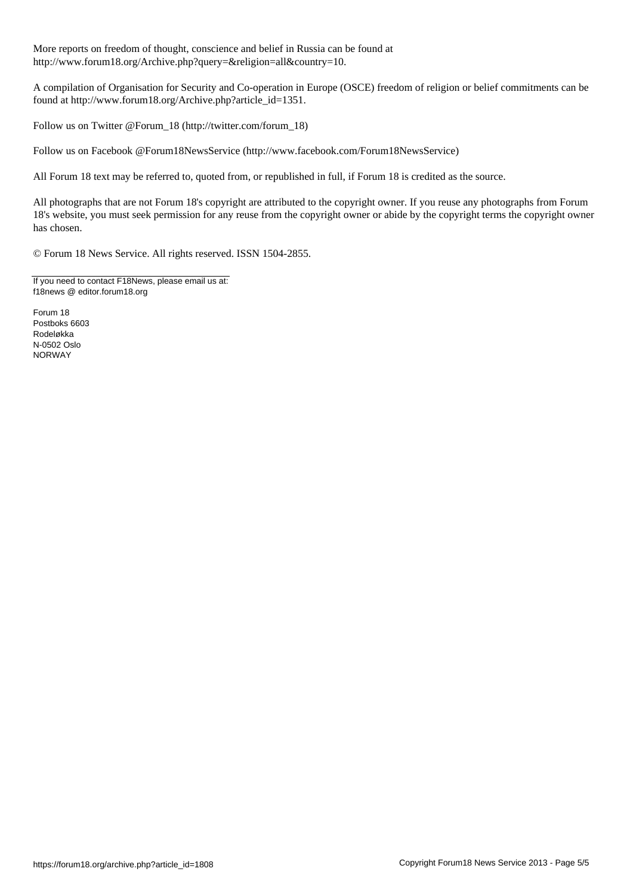More reports on freedom of thought, conscience and belief in Russia can be found at http://www.forum18.org/Archive.php?query=&religion=all&country=10.

A compilation of Organisation for Security and Co-operation in Europe (OSCE) freedom of religion or belief commitments can be found at http://www.forum18.org/Archive.php?article_id=1351.

Follow us on Twitter @Forum_18 (http://twitter.com/forum_18)

Follow us on Facebook @Forum18NewsService (http://www.facebook.com/Forum18NewsService)

All Forum 18 text may be referred to, quoted from, or republished in full, if Forum 18 is credited as the source.

All photographs that are not Forum 18's copyright are attributed to the copyright owner. If you reuse any photographs from Forum 18's website, you must seek permission for any reuse from the copyright owner or abide by the copyright terms the copyright owner has chosen.

© Forum 18 News Service. All rights reserved. ISSN 1504-2855.

If you need to contact F18News, please email us at:
f18news @ editor.forum18.org

Forum 18
Postboks 6603
Rodeløkka
N-0502 Oslo
NORWAY